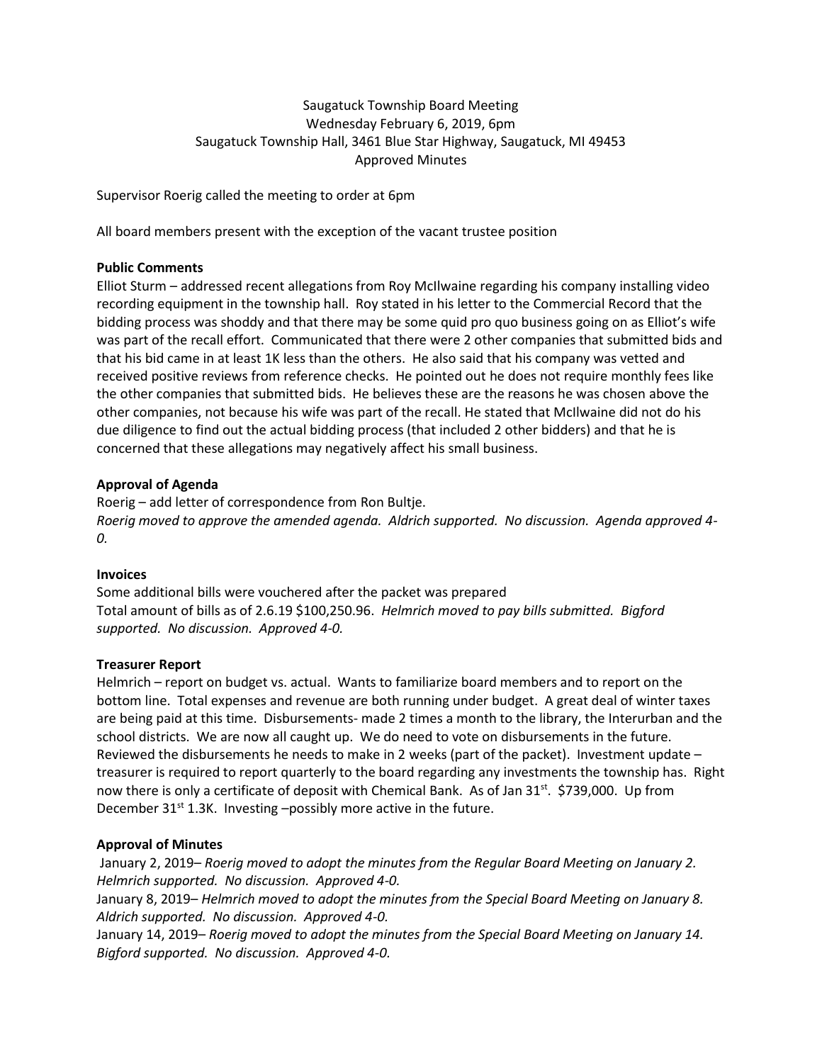Saugatuck Township Board Meeting
Wednesday February 6, 2019, 6pm
Saugatuck Township Hall, 3461 Blue Star Highway, Saugatuck, MI 49453
Approved Minutes

Supervisor Roerig called the meeting to order at 6pm

All board members present with the exception of the vacant trustee position

**Public Comments**

Elliot Sturm – addressed recent allegations from Roy McIlwaine regarding his company installing video recording equipment in the township hall. Roy stated in his letter to the Commercial Record that the bidding process was shoddy and that there may be some quid pro quo business going on as Elliot's wife was part of the recall effort. Communicated that there were 2 other companies that submitted bids and that his bid came in at least 1K less than the others. He also said that his company was vetted and received positive reviews from reference checks. He pointed out he does not require monthly fees like the other companies that submitted bids. He believes these are the reasons he was chosen above the other companies, not because his wife was part of the recall. He stated that McIlwaine did not do his due diligence to find out the actual bidding process (that included 2 other bidders) and that he is concerned that these allegations may negatively affect his small business.

**Approval of Agenda**

Roerig – add letter of correspondence from Ron Bultje.
*Roerig moved to approve the amended agenda. Aldrich supported. No discussion. Agenda approved 4-0.*

**Invoices**

Some additional bills were vouchered after the packet was prepared
Total amount of bills as of 2.6.19 $100,250.96. *Helmrich moved to pay bills submitted. Bigford supported. No discussion. Approved 4-0.*

**Treasurer Report**

Helmrich – report on budget vs. actual. Wants to familiarize board members and to report on the bottom line. Total expenses and revenue are both running under budget. A great deal of winter taxes are being paid at this time. Disbursements- made 2 times a month to the library, the Interurban and the school districts. We are now all caught up. We do need to vote on disbursements in the future. Reviewed the disbursements he needs to make in 2 weeks (part of the packet). Investment update – treasurer is required to report quarterly to the board regarding any investments the township has. Right now there is only a certificate of deposit with Chemical Bank. As of Jan 31st. $739,000. Up from December 31st 1.3K. Investing –possibly more active in the future.

**Approval of Minutes**

January 2, 2019– *Roerig moved to adopt the minutes from the Regular Board Meeting on January 2. Helmrich supported. No discussion. Approved 4-0.*
January 8, 2019– *Helmrich moved to adopt the minutes from the Special Board Meeting on January 8. Aldrich supported. No discussion. Approved 4-0.*
January 14, 2019– *Roerig moved to adopt the minutes from the Special Board Meeting on January 14. Bigford supported. No discussion. Approved 4-0.*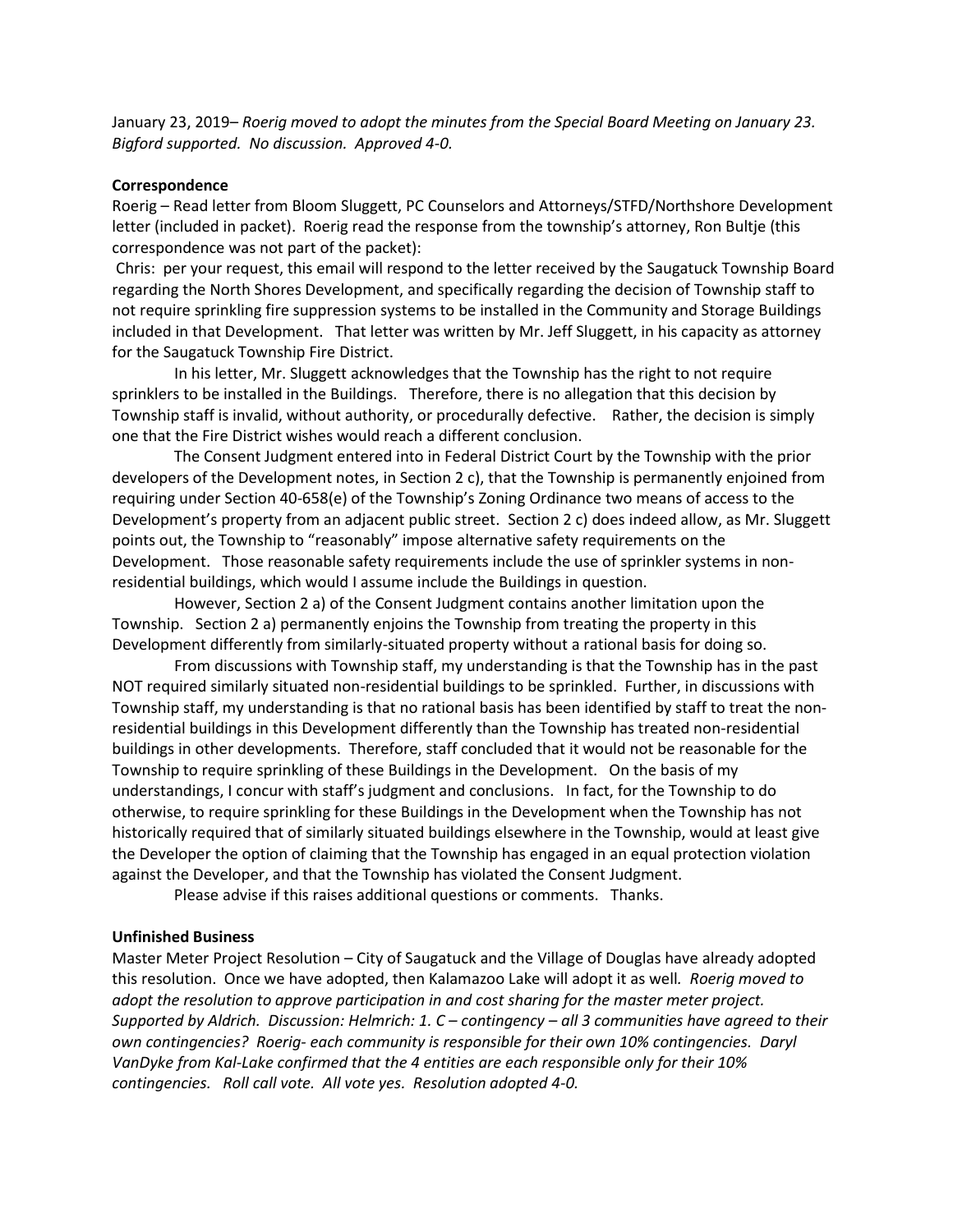January 23, 2019– *Roerig moved to adopt the minutes from the Special Board Meeting on January 23. Bigford supported. No discussion. Approved 4-0.*

**Correspondence**

Roerig – Read letter from Bloom Sluggett, PC Counselors and Attorneys/STFD/Northshore Development letter (included in packet). Roerig read the response from the township's attorney, Ron Bultje (this correspondence was not part of the packet):

Chris: per your request, this email will respond to the letter received by the Saugatuck Township Board regarding the North Shores Development, and specifically regarding the decision of Township staff to not require sprinkling fire suppression systems to be installed in the Community and Storage Buildings included in that Development. That letter was written by Mr. Jeff Sluggett, in his capacity as attorney for the Saugatuck Township Fire District.

In his letter, Mr. Sluggett acknowledges that the Township has the right to not require sprinklers to be installed in the Buildings. Therefore, there is no allegation that this decision by Township staff is invalid, without authority, or procedurally defective. Rather, the decision is simply one that the Fire District wishes would reach a different conclusion.

The Consent Judgment entered into in Federal District Court by the Township with the prior developers of the Development notes, in Section 2 c), that the Township is permanently enjoined from requiring under Section 40-658(e) of the Township's Zoning Ordinance two means of access to the Development's property from an adjacent public street. Section 2 c) does indeed allow, as Mr. Sluggett points out, the Township to "reasonably" impose alternative safety requirements on the Development. Those reasonable safety requirements include the use of sprinkler systems in non-residential buildings, which would I assume include the Buildings in question.

However, Section 2 a) of the Consent Judgment contains another limitation upon the Township. Section 2 a) permanently enjoins the Township from treating the property in this Development differently from similarly-situated property without a rational basis for doing so.

From discussions with Township staff, my understanding is that the Township has in the past NOT required similarly situated non-residential buildings to be sprinkled. Further, in discussions with Township staff, my understanding is that no rational basis has been identified by staff to treat the non-residential buildings in this Development differently than the Township has treated non-residential buildings in other developments. Therefore, staff concluded that it would not be reasonable for the Township to require sprinkling of these Buildings in the Development. On the basis of my understandings, I concur with staff's judgment and conclusions. In fact, for the Township to do otherwise, to require sprinkling for these Buildings in the Development when the Township has not historically required that of similarly situated buildings elsewhere in the Township, would at least give the Developer the option of claiming that the Township has engaged in an equal protection violation against the Developer, and that the Township has violated the Consent Judgment.

Please advise if this raises additional questions or comments. Thanks.

**Unfinished Business**

Master Meter Project Resolution – City of Saugatuck and the Village of Douglas have already adopted this resolution. Once we have adopted, then Kalamazoo Lake will adopt it as well. *Roerig moved to adopt the resolution to approve participation in and cost sharing for the master meter project. Supported by Aldrich. Discussion: Helmrich: 1. C – contingency – all 3 communities have agreed to their own contingencies? Roerig- each community is responsible for their own 10% contingencies. Daryl VanDyke from Kal-Lake confirmed that the 4 entities are each responsible only for their 10% contingencies. Roll call vote. All vote yes. Resolution adopted 4-0.*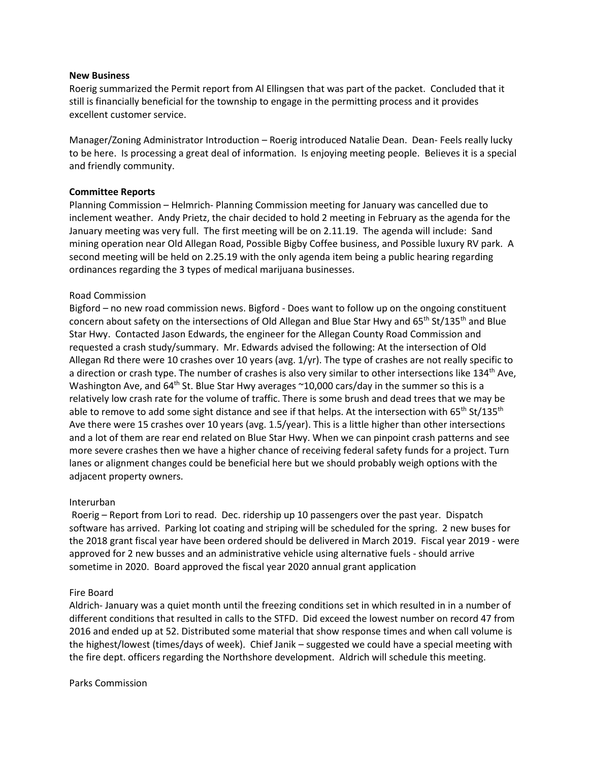**New Business**

Roerig summarized the Permit report from Al Ellingsen that was part of the packet. Concluded that it still is financially beneficial for the township to engage in the permitting process and it provides excellent customer service.

Manager/Zoning Administrator Introduction – Roerig introduced Natalie Dean. Dean- Feels really lucky to be here. Is processing a great deal of information. Is enjoying meeting people. Believes it is a special and friendly community.

**Committee Reports**

Planning Commission – Helmrich- Planning Commission meeting for January was cancelled due to inclement weather. Andy Prietz, the chair decided to hold 2 meeting in February as the agenda for the January meeting was very full. The first meeting will be on 2.11.19. The agenda will include: Sand mining operation near Old Allegan Road, Possible Bigby Coffee business, and Possible luxury RV park. A second meeting will be held on 2.25.19 with the only agenda item being a public hearing regarding ordinances regarding the 3 types of medical marijuana businesses.

Road Commission

Bigford – no new road commission news. Bigford - Does want to follow up on the ongoing constituent concern about safety on the intersections of Old Allegan and Blue Star Hwy and 65th St/135th and Blue Star Hwy. Contacted Jason Edwards, the engineer for the Allegan County Road Commission and requested a crash study/summary. Mr. Edwards advised the following: At the intersection of Old Allegan Rd there were 10 crashes over 10 years (avg. 1/yr). The type of crashes are not really specific to a direction or crash type. The number of crashes is also very similar to other intersections like 134th Ave, Washington Ave, and 64th St. Blue Star Hwy averages ~10,000 cars/day in the summer so this is a relatively low crash rate for the volume of traffic. There is some brush and dead trees that we may be able to remove to add some sight distance and see if that helps. At the intersection with 65th St/135th Ave there were 15 crashes over 10 years (avg. 1.5/year). This is a little higher than other intersections and a lot of them are rear end related on Blue Star Hwy. When we can pinpoint crash patterns and see more severe crashes then we have a higher chance of receiving federal safety funds for a project. Turn lanes or alignment changes could be beneficial here but we should probably weigh options with the adjacent property owners.

Interurban

Roerig – Report from Lori to read. Dec. ridership up 10 passengers over the past year. Dispatch software has arrived. Parking lot coating and striping will be scheduled for the spring. 2 new buses for the 2018 grant fiscal year have been ordered should be delivered in March 2019. Fiscal year 2019 - were approved for 2 new busses and an administrative vehicle using alternative fuels - should arrive sometime in 2020. Board approved the fiscal year 2020 annual grant application

Fire Board

Aldrich- January was a quiet month until the freezing conditions set in which resulted in in a number of different conditions that resulted in calls to the STFD. Did exceed the lowest number on record 47 from 2016 and ended up at 52. Distributed some material that show response times and when call volume is the highest/lowest (times/days of week). Chief Janik – suggested we could have a special meeting with the fire dept. officers regarding the Northshore development. Aldrich will schedule this meeting.

Parks Commission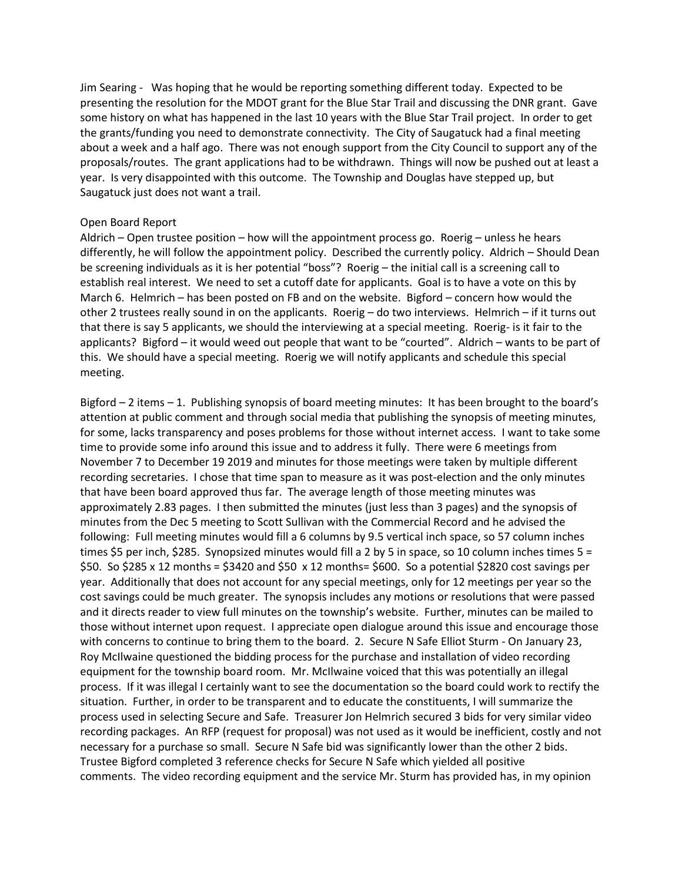Jim Searing - Was hoping that he would be reporting something different today. Expected to be presenting the resolution for the MDOT grant for the Blue Star Trail and discussing the DNR grant. Gave some history on what has happened in the last 10 years with the Blue Star Trail project. In order to get the grants/funding you need to demonstrate connectivity. The City of Saugatuck had a final meeting about a week and a half ago. There was not enough support from the City Council to support any of the proposals/routes. The grant applications had to be withdrawn. Things will now be pushed out at least a year. Is very disappointed with this outcome. The Township and Douglas have stepped up, but Saugatuck just does not want a trail.

Open Board Report

Aldrich – Open trustee position – how will the appointment process go. Roerig – unless he hears differently, he will follow the appointment policy. Described the currently policy. Aldrich – Should Dean be screening individuals as it is her potential "boss"? Roerig – the initial call is a screening call to establish real interest. We need to set a cutoff date for applicants. Goal is to have a vote on this by March 6. Helmrich – has been posted on FB and on the website. Bigford – concern how would the other 2 trustees really sound in on the applicants. Roerig – do two interviews. Helmrich – if it turns out that there is say 5 applicants, we should the interviewing at a special meeting. Roerig- is it fair to the applicants? Bigford – it would weed out people that want to be "courted". Aldrich – wants to be part of this. We should have a special meeting. Roerig we will notify applicants and schedule this special meeting.

Bigford – 2 items – 1. Publishing synopsis of board meeting minutes: It has been brought to the board's attention at public comment and through social media that publishing the synopsis of meeting minutes, for some, lacks transparency and poses problems for those without internet access. I want to take some time to provide some info around this issue and to address it fully. There were 6 meetings from November 7 to December 19 2019 and minutes for those meetings were taken by multiple different recording secretaries. I chose that time span to measure as it was post-election and the only minutes that have been board approved thus far. The average length of those meeting minutes was approximately 2.83 pages. I then submitted the minutes (just less than 3 pages) and the synopsis of minutes from the Dec 5 meeting to Scott Sullivan with the Commercial Record and he advised the following: Full meeting minutes would fill a 6 columns by 9.5 vertical inch space, so 57 column inches times $5 per inch, $285. Synopsized minutes would fill a 2 by 5 in space, so 10 column inches times 5 = $50. So $285 x 12 months = $3420 and $50 x 12 months= $600. So a potential $2820 cost savings per year. Additionally that does not account for any special meetings, only for 12 meetings per year so the cost savings could be much greater. The synopsis includes any motions or resolutions that were passed and it directs reader to view full minutes on the township's website. Further, minutes can be mailed to those without internet upon request. I appreciate open dialogue around this issue and encourage those with concerns to continue to bring them to the board. 2. Secure N Safe Elliot Sturm - On January 23, Roy McIlwaine questioned the bidding process for the purchase and installation of video recording equipment for the township board room. Mr. McIlwaine voiced that this was potentially an illegal process. If it was illegal I certainly want to see the documentation so the board could work to rectify the situation. Further, in order to be transparent and to educate the constituents, I will summarize the process used in selecting Secure and Safe. Treasurer Jon Helmrich secured 3 bids for very similar video recording packages. An RFP (request for proposal) was not used as it would be inefficient, costly and not necessary for a purchase so small. Secure N Safe bid was significantly lower than the other 2 bids. Trustee Bigford completed 3 reference checks for Secure N Safe which yielded all positive comments. The video recording equipment and the service Mr. Sturm has provided has, in my opinion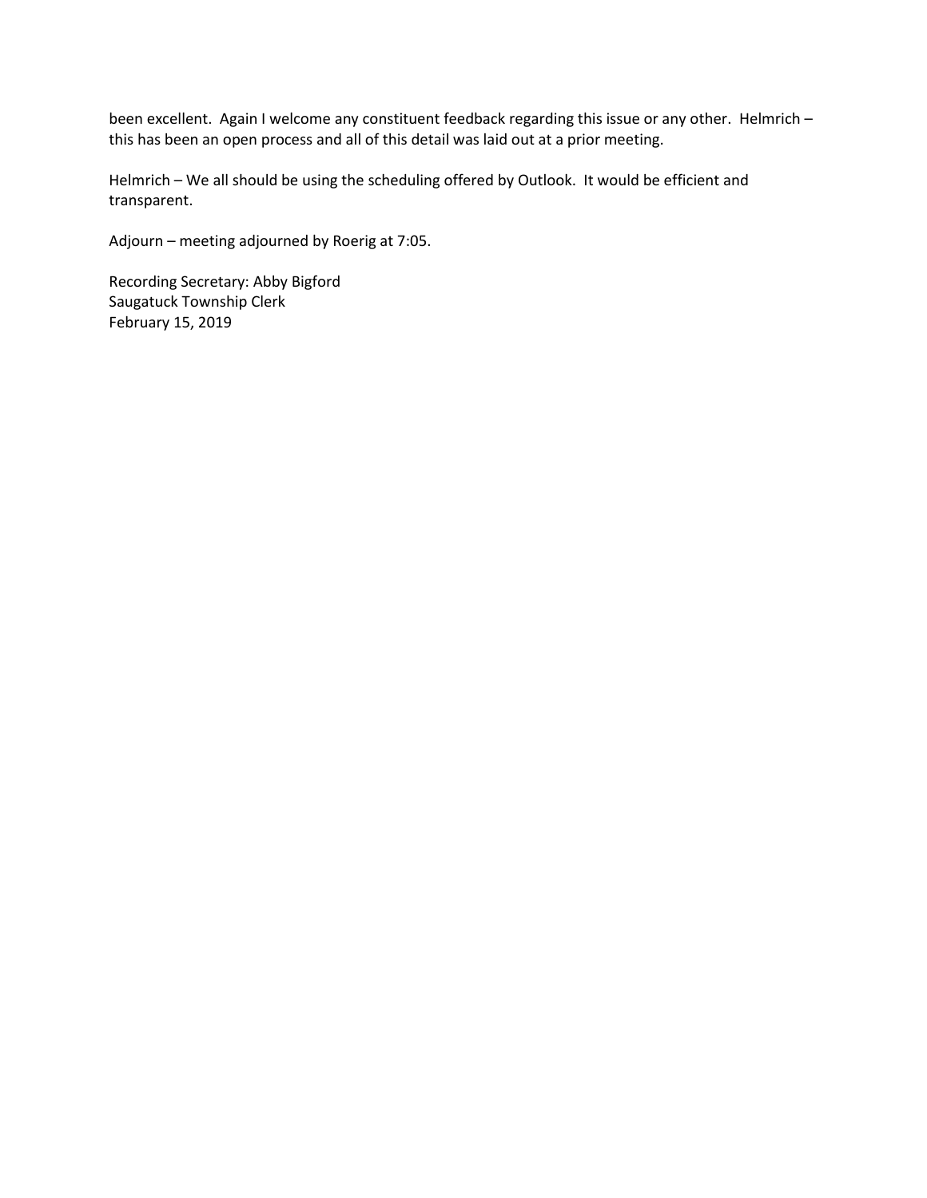been excellent. Again I welcome any constituent feedback regarding this issue or any other. Helmrich – this has been an open process and all of this detail was laid out at a prior meeting.

Helmrich – We all should be using the scheduling offered by Outlook. It would be efficient and transparent.

Adjourn – meeting adjourned by Roerig at 7:05.

Recording Secretary: Abby Bigford  
Saugatuck Township Clerk  
February 15, 2019